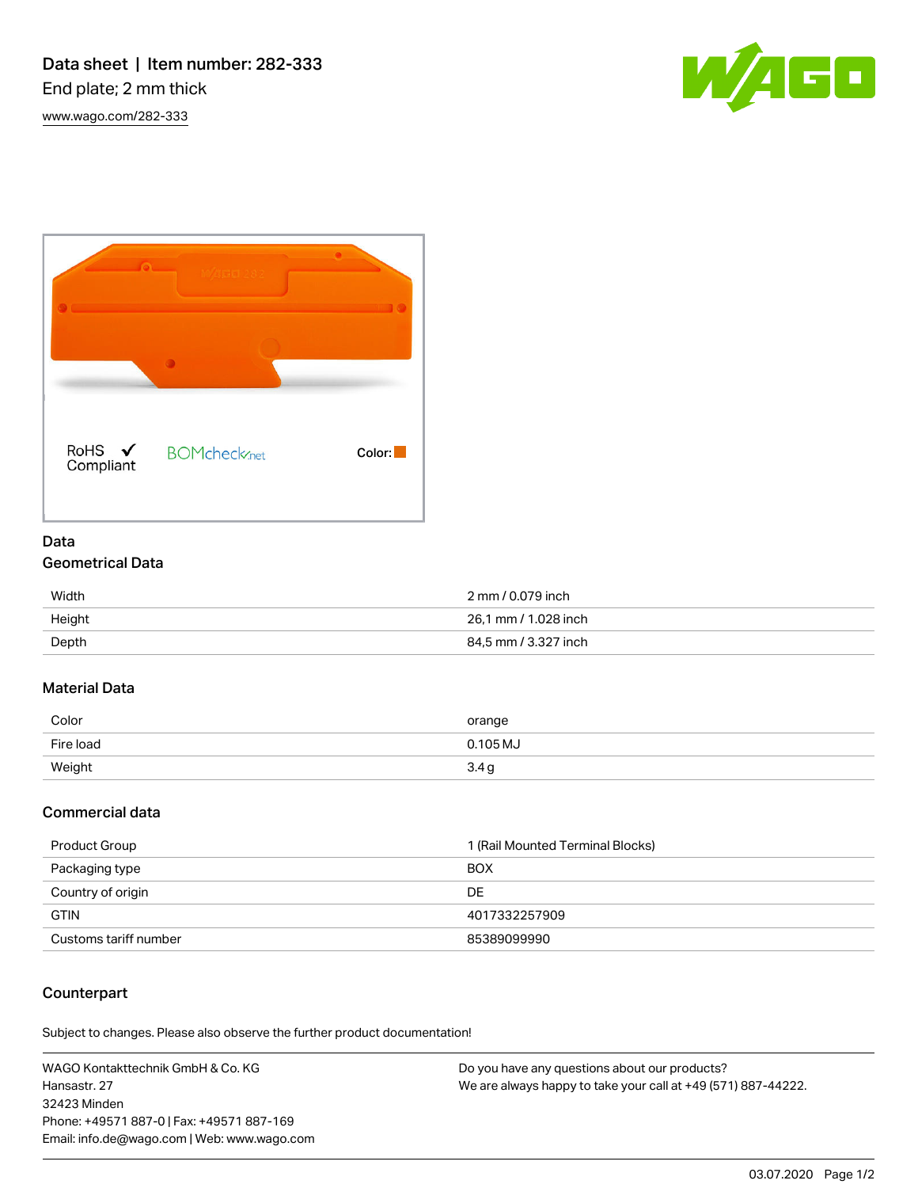# Data sheet | Item number: 282-333

End plate; 2 mm thick

www.wago.com/282-333

RoHS ✓ Compliant

BOMcheck.net

Color:

## Data

### Geometrical Data

| | |
|---|---|
| Width | 2 mm / 0.079 inch |
| Height | 26,1 mm / 1.028 inch |
| Depth | 84,5 mm / 3.327 inch |

### Material Data

| | |
|---|---|
| Color | orange |
| Fire load | 0.105 MJ |
| Weight | 3.4 g |

### Commercial data

| | |
|---|---|
| Product Group | 1 (Rail Mounted Terminal Blocks) |
| Packaging type | BOX |
| Country of origin | DE |
| GTIN | 4017332257909 |
| Customs tariff number | 85389099990 |

### Counterpart

Subject to changes. Please also observe the further product documentation!

WAGO Kontakttechnik GmbH & Co. KG
Hansastr. 27
32423 Minden
Phone: +49571 887-0 | Fax: +49571 887-169
Email: info.de@wago.com | Web: www.wago.com

Do you have any questions about our products?
We are always happy to take your call at +49 (571) 887-44222.

03.07.2020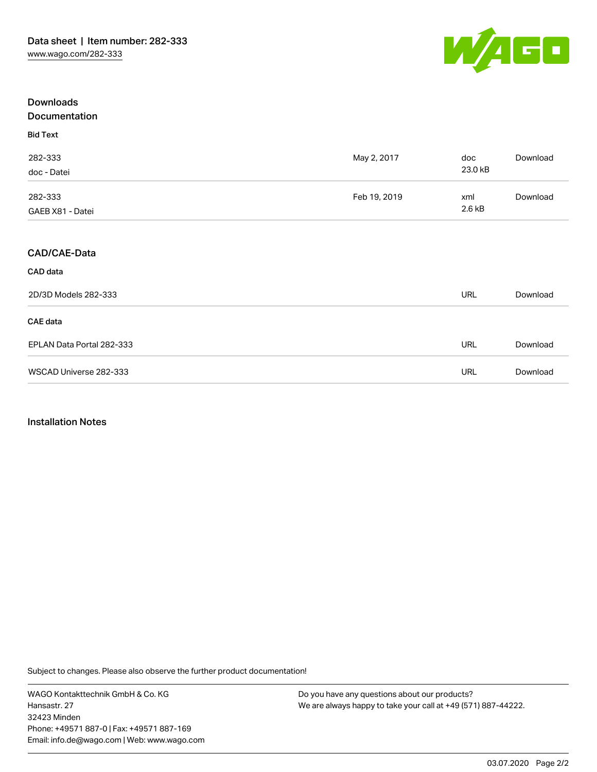## Downloads

### Documentation

**Bid Text**

| | | | |
|---|---|---|---|
| 282-333<br>doc - Datei | May 2, 2017 | doc<br>23.0 kB | Download |
| 282-333<br>GAEB X81 - Datei | Feb 19, 2019 | xml<br>2.6 kB | Download |

### CAD/CAE-Data

**CAD data**

| | | |
|---|---|---|
| 2D/3D Models 282-333 | URL | Download |

**CAE data**

| | | |
|---|---|---|
| EPLAN Data Portal 282-333 | URL | Download |
| WSCAD Universe 282-333 | URL | Download |

## Installation Notes

Subject to changes. Please also observe the further product documentation!

WAGO Kontakttechnik GmbH & Co. KG
Hansastr. 27
32423 Minden
Phone: +49571 887-0 | Fax: +49571 887-169
Email: info.de@wago.com | Web: www.wago.com

Do you have any questions about our products?
We are always happy to take your call at +49 (571) 887-44222.